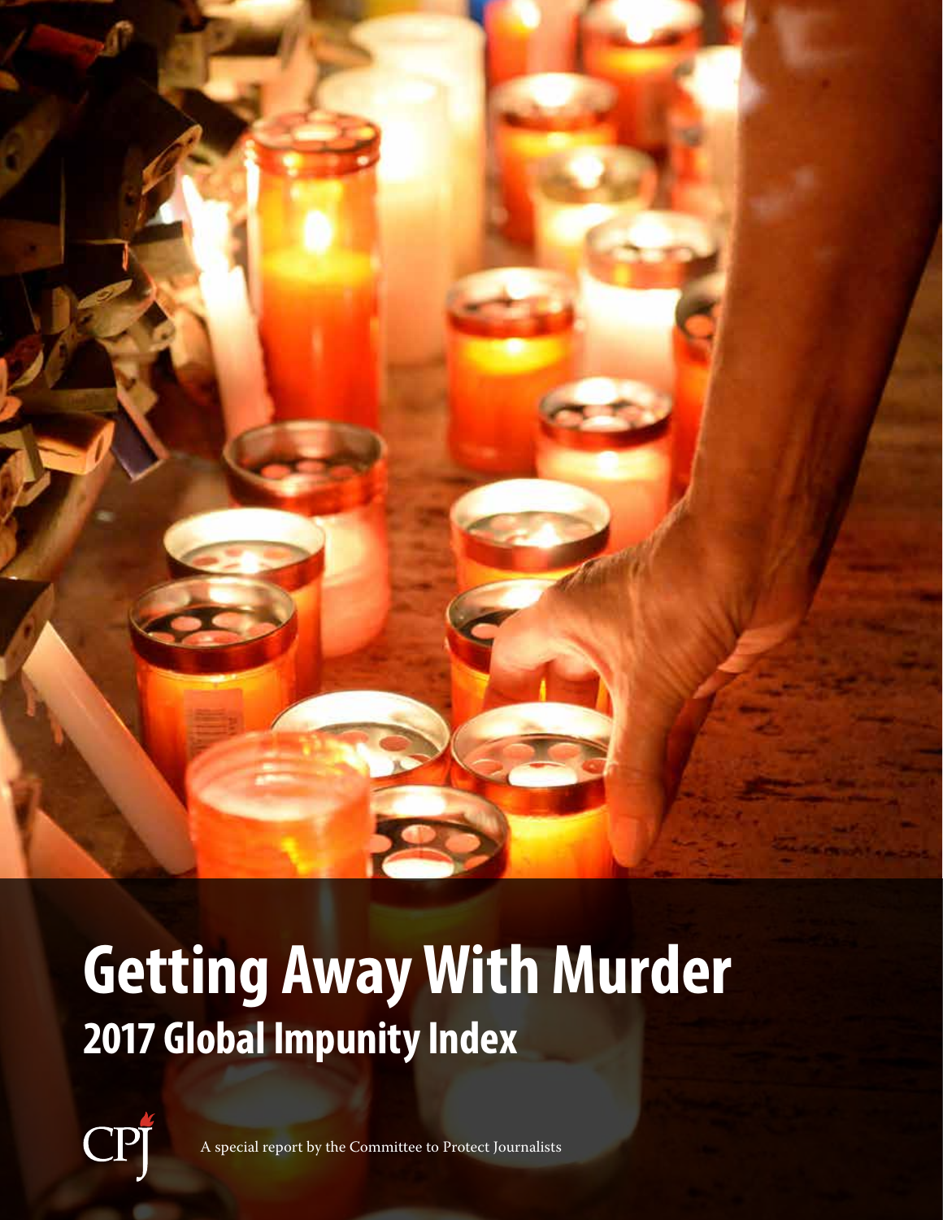# Getting Away With Murder

## 2017 Global Impunity Index

CPJ

A special report by the Committee to Protect Journalists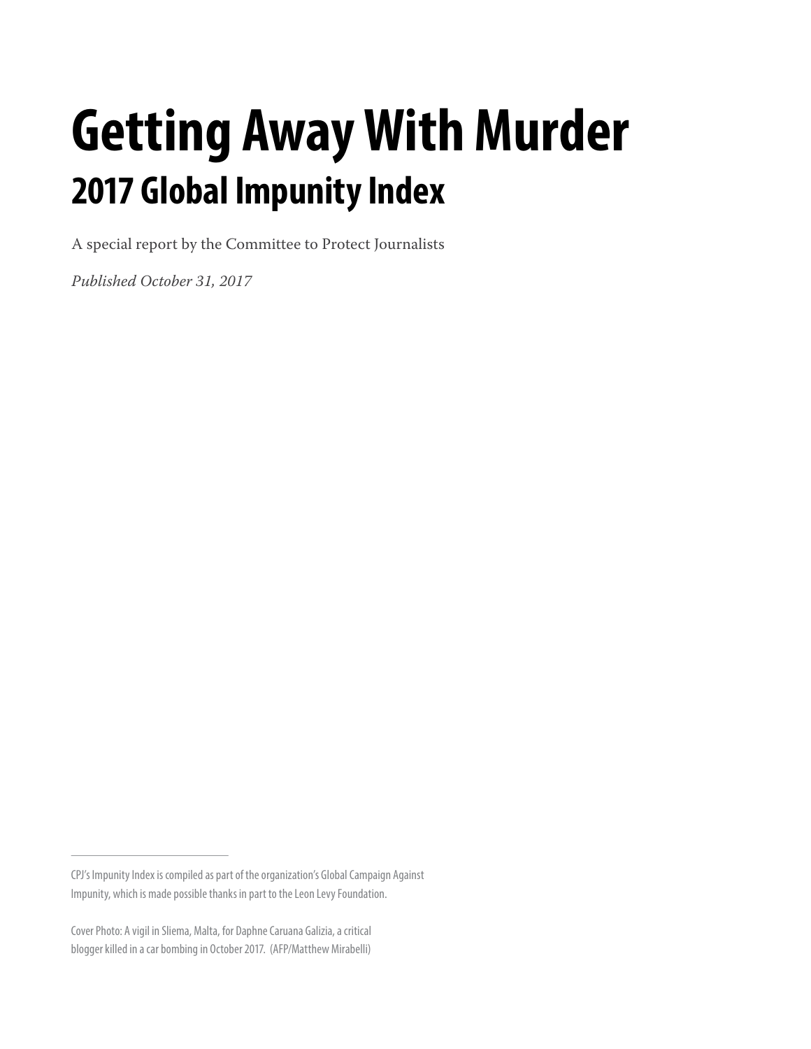# Getting Away With Murder

## 2017 Global Impunity Index

A special report by the Committee to Protect Journalists

*Published October 31, 2017*

---

CPJ's Impunity Index is compiled as part of the organization's Global Campaign Against Impunity, which is made possible thanks in part to the Leon Levy Foundation.

Cover Photo: A vigil in Sliema, Malta, for Daphne Caruana Galizia, a critical blogger killed in a car bombing in October 2017. (AFP/Matthew Mirabelli)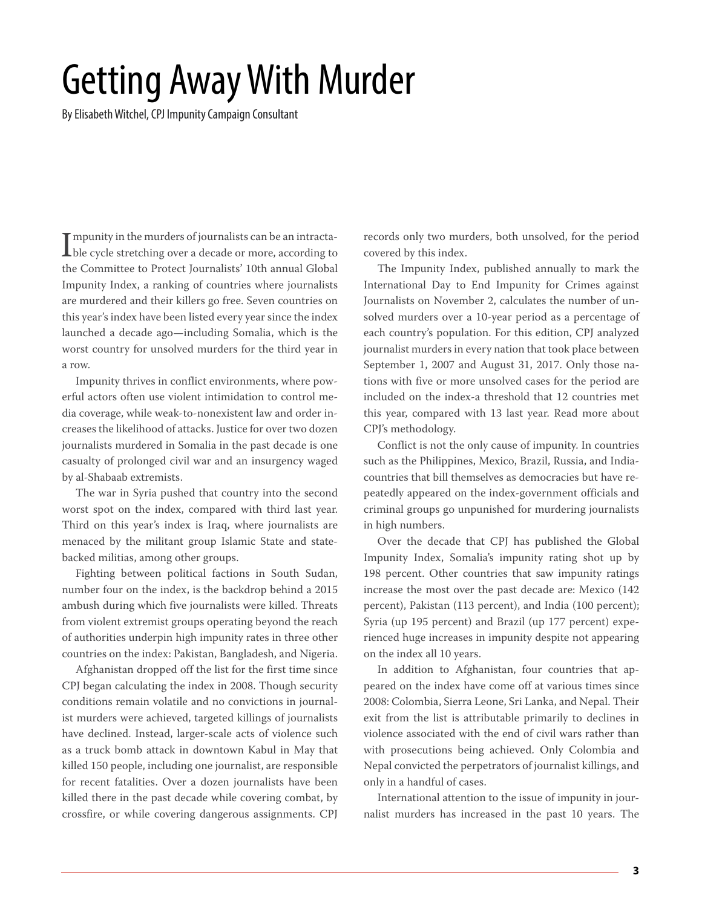# Getting Away With Murder

By Elisabeth Witchel, CPJ Impunity Campaign Consultant

Impunity in the murders of journalists can be an intractable cycle stretching over a decade or more, according to the Committee to Protect Journalists' 10th annual Global Impunity Index, a ranking of countries where journalists are murdered and their killers go free. Seven countries on this year's index have been listed every year since the index launched a decade ago—including Somalia, which is the worst country for unsolved murders for the third year in a row.

Impunity thrives in conflict environments, where powerful actors often use violent intimidation to control media coverage, while weak-to-nonexistent law and order increases the likelihood of attacks. Justice for over two dozen journalists murdered in Somalia in the past decade is one casualty of prolonged civil war and an insurgency waged by al-Shabaab extremists.

The war in Syria pushed that country into the second worst spot on the index, compared with third last year. Third on this year's index is Iraq, where journalists are menaced by the militant group Islamic State and state-backed militias, among other groups.

Fighting between political factions in South Sudan, number four on the index, is the backdrop behind a 2015 ambush during which five journalists were killed. Threats from violent extremist groups operating beyond the reach of authorities underpin high impunity rates in three other countries on the index: Pakistan, Bangladesh, and Nigeria.

Afghanistan dropped off the list for the first time since CPJ began calculating the index in 2008. Though security conditions remain volatile and no convictions in journalist murders were achieved, targeted killings of journalists have declined. Instead, larger-scale acts of violence such as a truck bomb attack in downtown Kabul in May that killed 150 people, including one journalist, are responsible for recent fatalities. Over a dozen journalists have been killed there in the past decade while covering combat, by crossfire, or while covering dangerous assignments. CPJ records only two murders, both unsolved, for the period covered by this index.

The Impunity Index, published annually to mark the International Day to End Impunity for Crimes against Journalists on November 2, calculates the number of unsolved murders over a 10-year period as a percentage of each country's population. For this edition, CPJ analyzed journalist murders in every nation that took place between September 1, 2007 and August 31, 2017. Only those nations with five or more unsolved cases for the period are included on the index-a threshold that 12 countries met this year, compared with 13 last year. Read more about CPJ's methodology.

Conflict is not the only cause of impunity. In countries such as the Philippines, Mexico, Brazil, Russia, and India-countries that bill themselves as democracies but have repeatedly appeared on the index-government officials and criminal groups go unpunished for murdering journalists in high numbers.

Over the decade that CPJ has published the Global Impunity Index, Somalia's impunity rating shot up by 198 percent. Other countries that saw impunity ratings increase the most over the past decade are: Mexico (142 percent), Pakistan (113 percent), and India (100 percent); Syria (up 195 percent) and Brazil (up 177 percent) experienced huge increases in impunity despite not appearing on the index all 10 years.

In addition to Afghanistan, four countries that appeared on the index have come off at various times since 2008: Colombia, Sierra Leone, Sri Lanka, and Nepal. Their exit from the list is attributable primarily to declines in violence associated with the end of civil wars rather than with prosecutions being achieved. Only Colombia and Nepal convicted the perpetrators of journalist killings, and only in a handful of cases.

International attention to the issue of impunity in journalist murders has increased in the past 10 years. The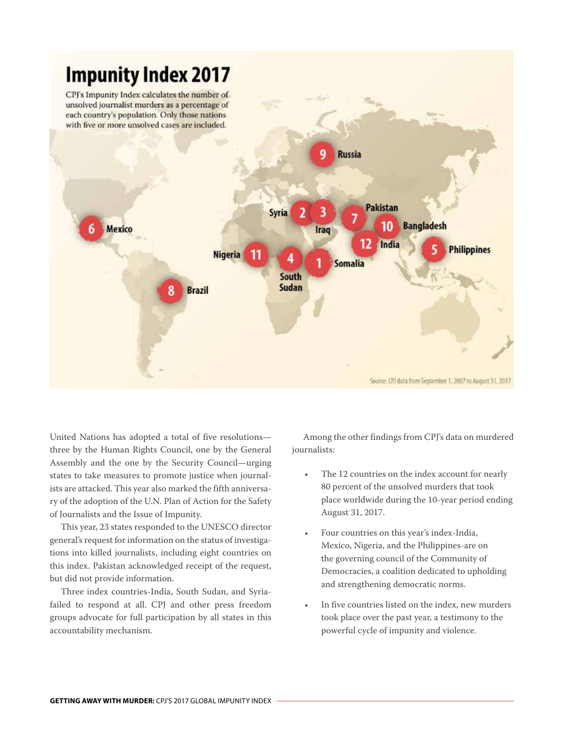## Impunity Index 2017

CPJ's Impunity Index calculates the number of unsolved journalist murders as a percentage of each country's population. Only those nations with five or more unsolved cases are included.

1. Somalia
2. Syria
3. Iraq
4. South Sudan
5. Philippines
6. Mexico
7. Pakistan
8. Brazil
9. Russia
10. Bangladesh
11. Nigeria
12. India

Source: CPJ data from September 1, 2007 to August 31, 2017

United Nations has adopted a total of five resolutions—three by the Human Rights Council, one by the General Assembly and the one by the Security Council—urging states to take measures to promote justice when journalists are attacked. This year also marked the fifth anniversary of the adoption of the U.N. Plan of Action for the Safety of Journalists and the Issue of Impunity.

This year, 23 states responded to the UNESCO director general's request for information on the status of investigations into killed journalists, including eight countries on this index. Pakistan acknowledged receipt of the request, but did not provide information.

Three index countries-India, South Sudan, and Syria-failed to respond at all. CPJ and other press freedom groups advocate for full participation by all states in this accountability mechanism.

Among the other findings from CPJ's data on murdered journalists:

- The 12 countries on the index account for nearly 80 percent of the unsolved murders that took place worldwide during the 10-year period ending August 31, 2017.
- Four countries on this year's index-India, Mexico, Nigeria, and the Philippines-are on the governing council of the Community of Democracies, a coalition dedicated to upholding and strengthening democratic norms.
- In five countries listed on the index, new murders took place over the past year, a testimony to the powerful cycle of impunity and violence.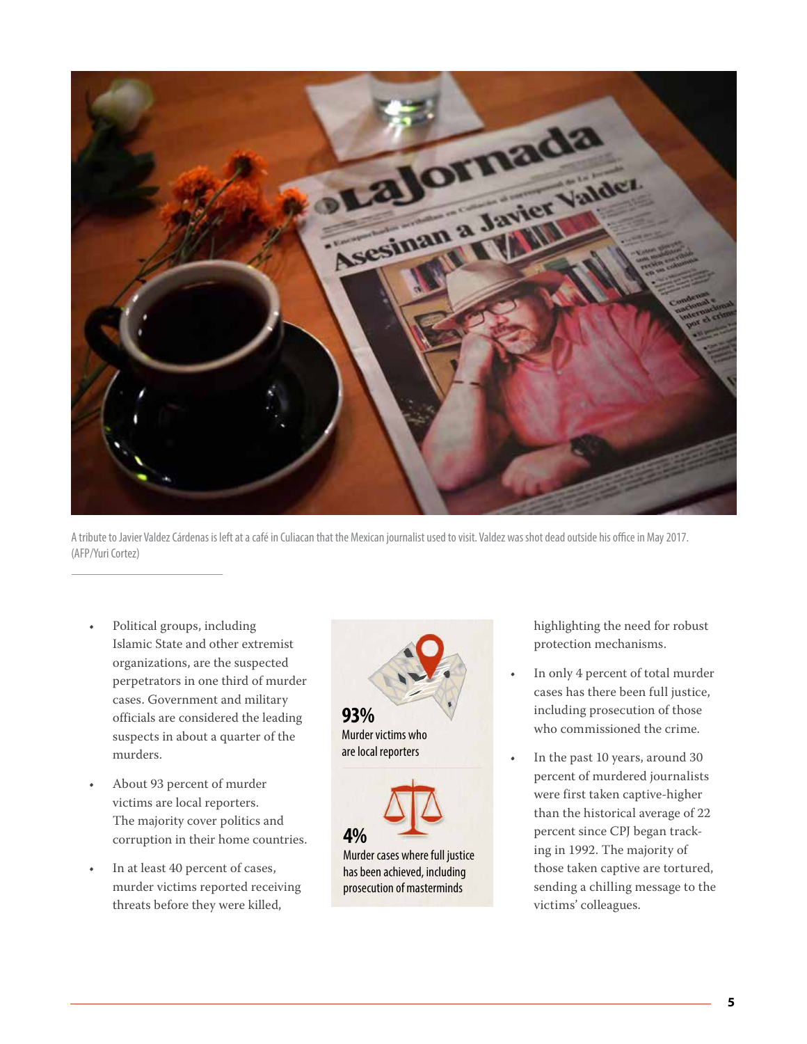A tribute to Javier Valdez Cárdenas is left at a café in Culiacan that the Mexican journalist used to visit. Valdez was shot dead outside his office in May 2017. (AFP/Yuri Cortez)

- Political groups, including Islamic State and other extremist organizations, are the suspected perpetrators in one third of murder cases. Government and military officials are considered the leading suspects in about a quarter of the murders.
- About 93 percent of murder victims are local reporters. The majority cover politics and corruption in their home countries.
- In at least 40 percent of cases, murder victims reported receiving threats before they were killed, highlighting the need for robust protection mechanisms.
- In only 4 percent of total murder cases has there been full justice, including prosecution of those who commissioned the crime.
- In the past 10 years, around 30 percent of murdered journalists were first taken captive-higher than the historical average of 22 percent since CPJ began tracking in 1992. The majority of those taken captive are tortured, sending a chilling message to the victims' colleagues.

**93%**
Murder victims who are local reporters

**4%**
Murder cases where full justice has been achieved, including prosecution of masterminds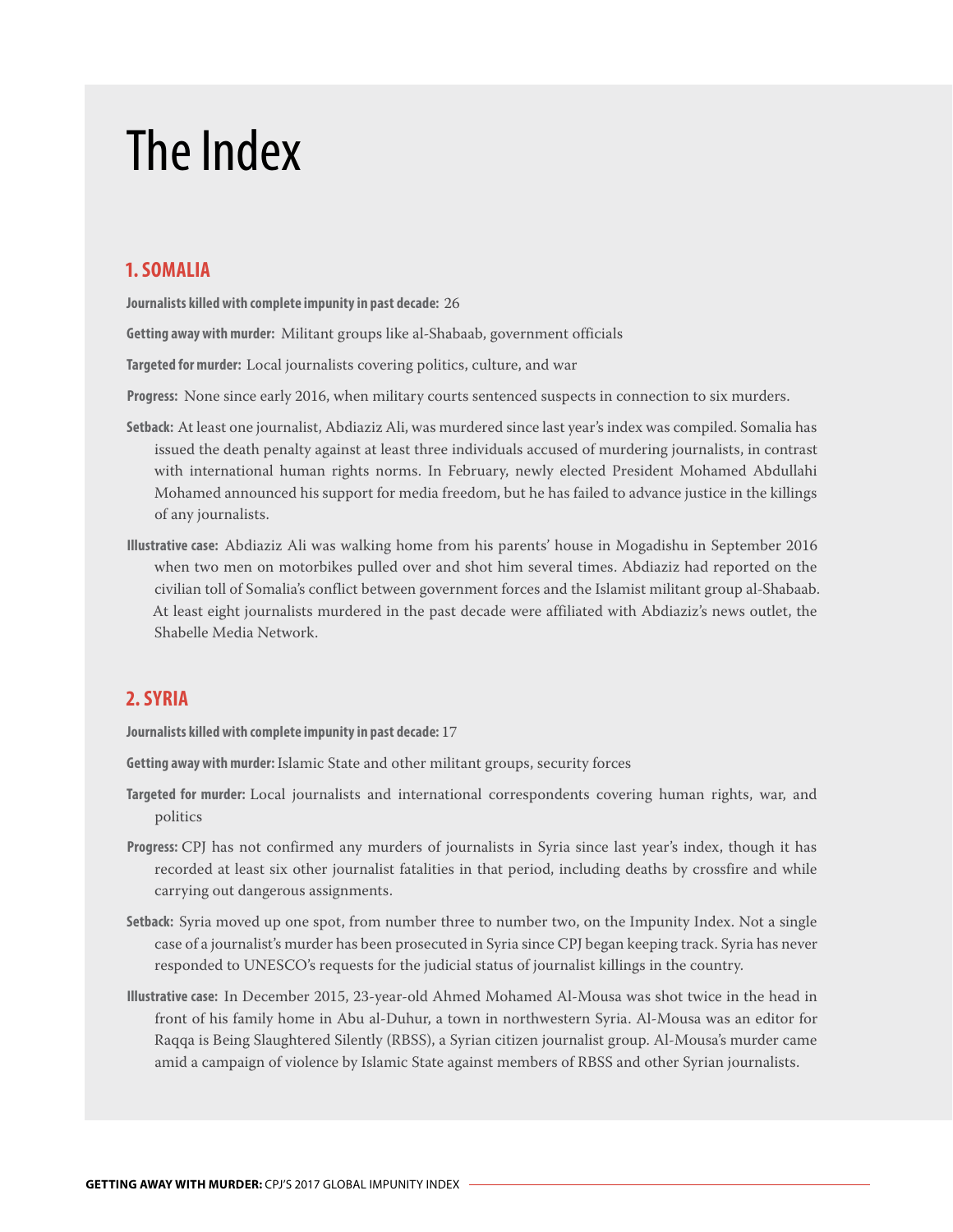# The Index

## 1. SOMALIA

**Journalists killed with complete impunity in past decade:** 26

**Getting away with murder:** Militant groups like al-Shabaab, government officials

**Targeted for murder:** Local journalists covering politics, culture, and war

**Progress:** None since early 2016, when military courts sentenced suspects in connection to six murders.

**Setback:** At least one journalist, Abdiaziz Ali, was murdered since last year's index was compiled. Somalia has issued the death penalty against at least three individuals accused of murdering journalists, in contrast with international human rights norms. In February, newly elected President Mohamed Abdullahi Mohamed announced his support for media freedom, but he has failed to advance justice in the killings of any journalists.

**Illustrative case:** Abdiaziz Ali was walking home from his parents' house in Mogadishu in September 2016 when two men on motorbikes pulled over and shot him several times. Abdiaziz had reported on the civilian toll of Somalia's conflict between government forces and the Islamist militant group al-Shabaab. At least eight journalists murdered in the past decade were affiliated with Abdiaziz's news outlet, the Shabelle Media Network.

## 2. SYRIA

**Journalists killed with complete impunity in past decade:** 17

**Getting away with murder:** Islamic State and other militant groups, security forces

**Targeted for murder:** Local journalists and international correspondents covering human rights, war, and politics

**Progress:** CPJ has not confirmed any murders of journalists in Syria since last year's index, though it has recorded at least six other journalist fatalities in that period, including deaths by crossfire and while carrying out dangerous assignments.

**Setback:** Syria moved up one spot, from number three to number two, on the Impunity Index. Not a single case of a journalist's murder has been prosecuted in Syria since CPJ began keeping track. Syria has never responded to UNESCO's requests for the judicial status of journalist killings in the country.

**Illustrative case:** In December 2015, 23-year-old Ahmed Mohamed Al-Mousa was shot twice in the head in front of his family home in Abu al-Duhur, a town in northwestern Syria. Al-Mousa was an editor for Raqqa is Being Slaughtered Silently (RBSS), a Syrian citizen journalist group. Al-Mousa's murder came amid a campaign of violence by Islamic State against members of RBSS and other Syrian journalists.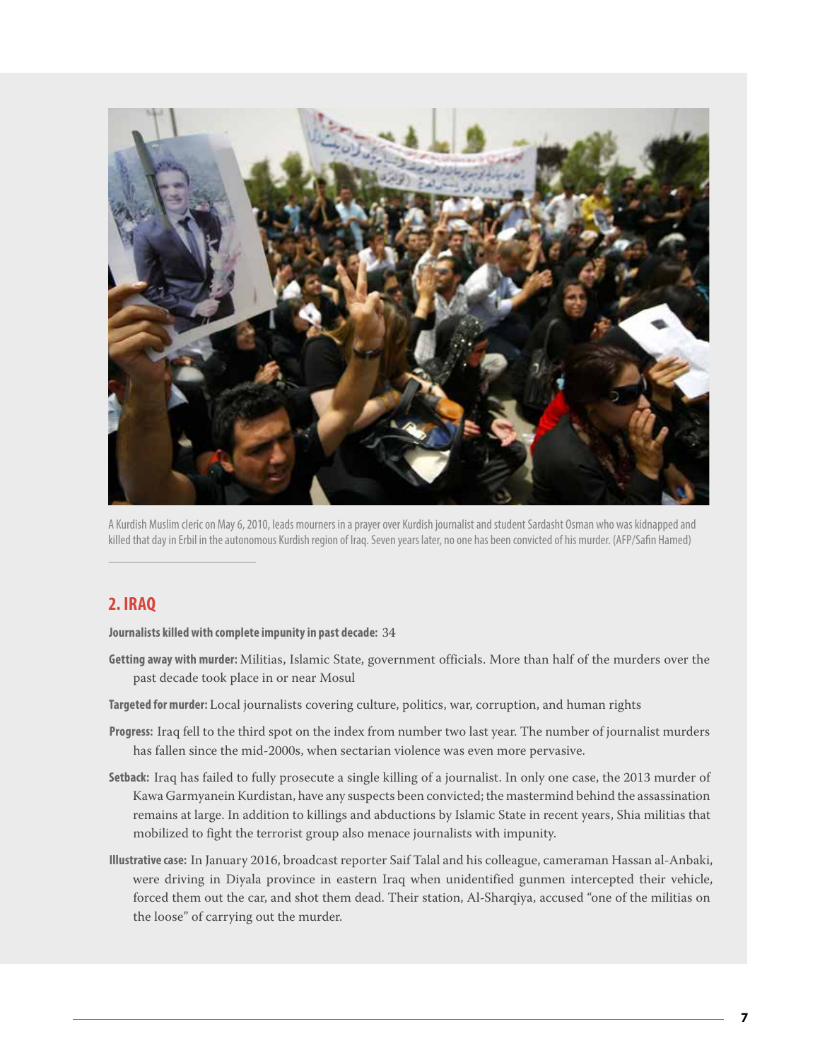A Kurdish Muslim cleric on May 6, 2010, leads mourners in a prayer over Kurdish journalist and student Sardasht Osman who was kidnapped and killed that day in Erbil in the autonomous Kurdish region of Iraq. Seven years later, no one has been convicted of his murder. (AFP/Safin Hamed)

## 2. IRAQ

**Journalists killed with complete impunity in past decade:** 34

**Getting away with murder:** Militias, Islamic State, government officials. More than half of the murders over the past decade took place in or near Mosul

**Targeted for murder:** Local journalists covering culture, politics, war, corruption, and human rights

**Progress:** Iraq fell to the third spot on the index from number two last year. The number of journalist murders has fallen since the mid-2000s, when sectarian violence was even more pervasive.

**Setback:** Iraq has failed to fully prosecute a single killing of a journalist. In only one case, the 2013 murder of Kawa Garmyanein Kurdistan, have any suspects been convicted; the mastermind behind the assassination remains at large. In addition to killings and abductions by Islamic State in recent years, Shia militias that mobilized to fight the terrorist group also menace journalists with impunity.

**Illustrative case:** In January 2016, broadcast reporter Saif Talal and his colleague, cameraman Hassan al-Anbaki, were driving in Diyala province in eastern Iraq when unidentified gunmen intercepted their vehicle, forced them out the car, and shot them dead. Their station, Al-Sharqiya, accused "one of the militias on the loose" of carrying out the murder.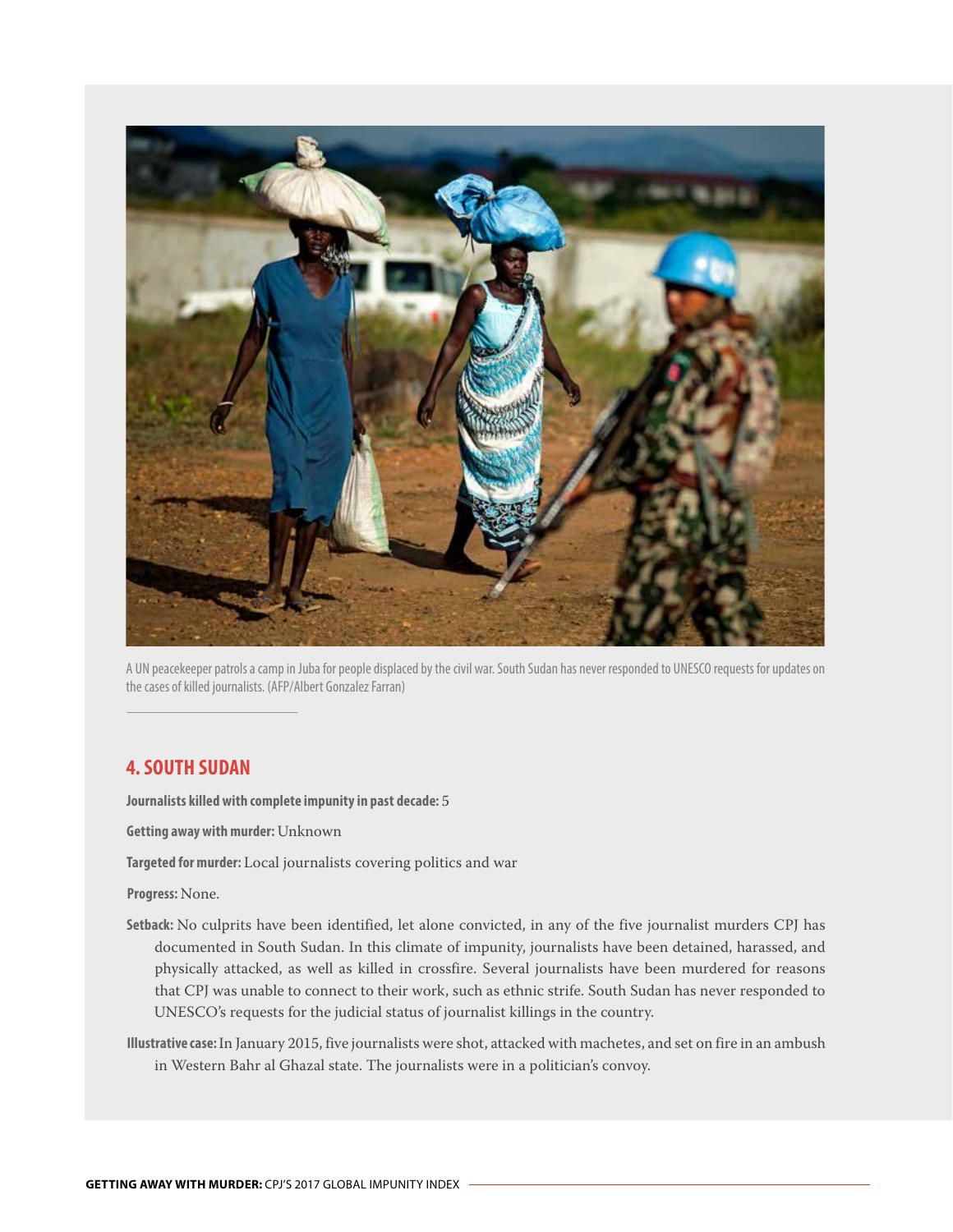A UN peacekeeper patrols a camp in Juba for people displaced by the civil war. South Sudan has never responded to UNESCO requests for updates on the cases of killed journalists. (AFP/Albert Gonzalez Farran)

## 4. SOUTH SUDAN

**Journalists killed with complete impunity in past decade:** 5

**Getting away with murder:** Unknown

**Targeted for murder:** Local journalists covering politics and war

**Progress:** None.

**Setback:** No culprits have been identified, let alone convicted, in any of the five journalist murders CPJ has documented in South Sudan. In this climate of impunity, journalists have been detained, harassed, and physically attacked, as well as killed in crossfire. Several journalists have been murdered for reasons that CPJ was unable to connect to their work, such as ethnic strife. South Sudan has never responded to UNESCO's requests for the judicial status of journalist killings in the country.

**Illustrative case:** In January 2015, five journalists were shot, attacked with machetes, and set on fire in an ambush in Western Bahr al Ghazal state. The journalists were in a politician's convoy.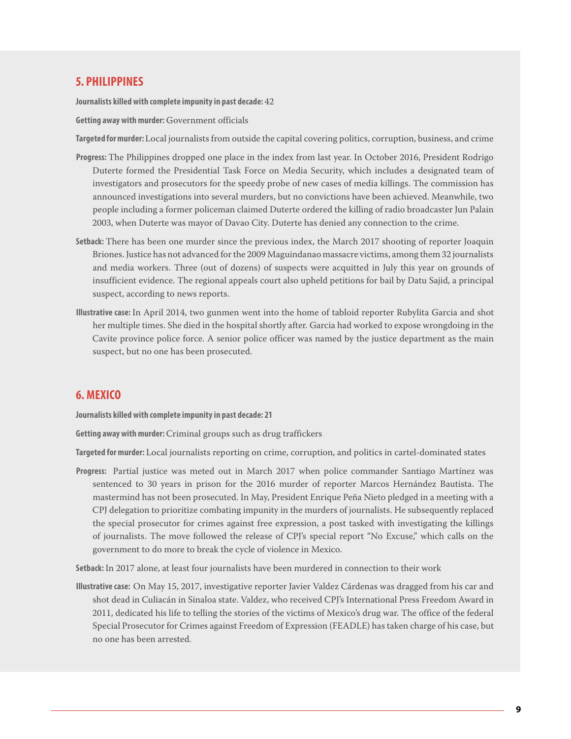## 5. PHILIPPINES

**Journalists killed with complete impunity in past decade:** 42

**Getting away with murder:** Government officials

**Targeted for murder:** Local journalists from outside the capital covering politics, corruption, business, and crime

**Progress:** The Philippines dropped one place in the index from last year. In October 2016, President Rodrigo Duterte formed the Presidential Task Force on Media Security, which includes a designated team of investigators and prosecutors for the speedy probe of new cases of media killings. The commission has announced investigations into several murders, but no convictions have been achieved. Meanwhile, two people including a former policeman claimed Duterte ordered the killing of radio broadcaster Jun Palain 2003, when Duterte was mayor of Davao City. Duterte has denied any connection to the crime.

**Setback:** There has been one murder since the previous index, the March 2017 shooting of reporter Joaquin Briones. Justice has not advanced for the 2009 Maguindanao massacre victims, among them 32 journalists and media workers. Three (out of dozens) of suspects were acquitted in July this year on grounds of insufficient evidence. The regional appeals court also upheld petitions for bail by Datu Sajid, a principal suspect, according to news reports.

**Illustrative case:** In April 2014, two gunmen went into the home of tabloid reporter Rubylita Garcia and shot her multiple times. She died in the hospital shortly after. Garcia had worked to expose wrongdoing in the Cavite province police force. A senior police officer was named by the justice department as the main suspect, but no one has been prosecuted.

## 6. MEXICO

**Journalists killed with complete impunity in past decade: 21**

**Getting away with murder:** Criminal groups such as drug traffickers

**Targeted for murder:** Local journalists reporting on crime, corruption, and politics in cartel-dominated states

**Progress:** Partial justice was meted out in March 2017 when police commander Santiago Martínez was sentenced to 30 years in prison for the 2016 murder of reporter Marcos Hernández Bautista. The mastermind has not been prosecuted. In May, President Enrique Peña Nieto pledged in a meeting with a CPJ delegation to prioritize combating impunity in the murders of journalists. He subsequently replaced the special prosecutor for crimes against free expression, a post tasked with investigating the killings of journalists. The move followed the release of CPJ's special report "No Excuse," which calls on the government to do more to break the cycle of violence in Mexico.

**Setback:** In 2017 alone, at least four journalists have been murdered in connection to their work

**Illustrative case:** On May 15, 2017, investigative reporter Javier Valdez Cárdenas was dragged from his car and shot dead in Culiacán in Sinaloa state. Valdez, who received CPJ's International Press Freedom Award in 2011, dedicated his life to telling the stories of the victims of Mexico's drug war. The office of the federal Special Prosecutor for Crimes against Freedom of Expression (FEADLE) has taken charge of his case, but no one has been arrested.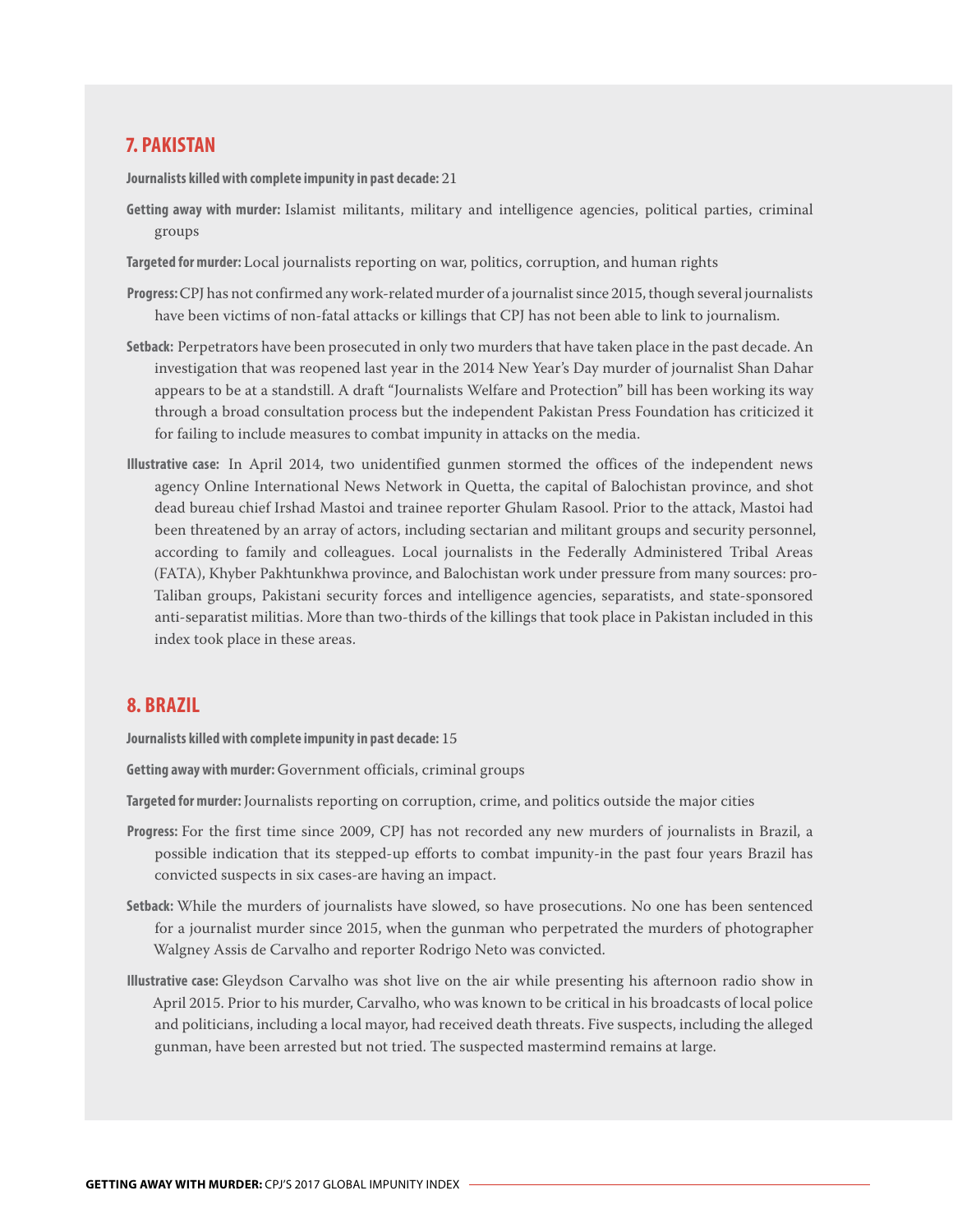## 7. PAKISTAN

**Journalists killed with complete impunity in past decade:** 21

**Getting away with murder:** Islamist militants, military and intelligence agencies, political parties, criminal groups

**Targeted for murder:** Local journalists reporting on war, politics, corruption, and human rights

**Progress:** CPJ has not confirmed any work-related murder of a journalist since 2015, though several journalists have been victims of non-fatal attacks or killings that CPJ has not been able to link to journalism.

**Setback:** Perpetrators have been prosecuted in only two murders that have taken place in the past decade. An investigation that was reopened last year in the 2014 New Year's Day murder of journalist Shan Dahar appears to be at a standstill. A draft "Journalists Welfare and Protection" bill has been working its way through a broad consultation process but the independent Pakistan Press Foundation has criticized it for failing to include measures to combat impunity in attacks on the media.

**Illustrative case:** In April 2014, two unidentified gunmen stormed the offices of the independent news agency Online International News Network in Quetta, the capital of Balochistan province, and shot dead bureau chief Irshad Mastoi and trainee reporter Ghulam Rasool. Prior to the attack, Mastoi had been threatened by an array of actors, including sectarian and militant groups and security personnel, according to family and colleagues. Local journalists in the Federally Administered Tribal Areas (FATA), Khyber Pakhtunkhwa province, and Balochistan work under pressure from many sources: pro-Taliban groups, Pakistani security forces and intelligence agencies, separatists, and state-sponsored anti-separatist militias. More than two-thirds of the killings that took place in Pakistan included in this index took place in these areas.

## 8. BRAZIL

**Journalists killed with complete impunity in past decade:** 15

**Getting away with murder:** Government officials, criminal groups

**Targeted for murder:** Journalists reporting on corruption, crime, and politics outside the major cities

**Progress:** For the first time since 2009, CPJ has not recorded any new murders of journalists in Brazil, a possible indication that its stepped-up efforts to combat impunity-in the past four years Brazil has convicted suspects in six cases-are having an impact.

**Setback:** While the murders of journalists have slowed, so have prosecutions. No one has been sentenced for a journalist murder since 2015, when the gunman who perpetrated the murders of photographer Walgney Assis de Carvalho and reporter Rodrigo Neto was convicted.

**Illustrative case:** Gleydson Carvalho was shot live on the air while presenting his afternoon radio show in April 2015. Prior to his murder, Carvalho, who was known to be critical in his broadcasts of local police and politicians, including a local mayor, had received death threats. Five suspects, including the alleged gunman, have been arrested but not tried. The suspected mastermind remains at large.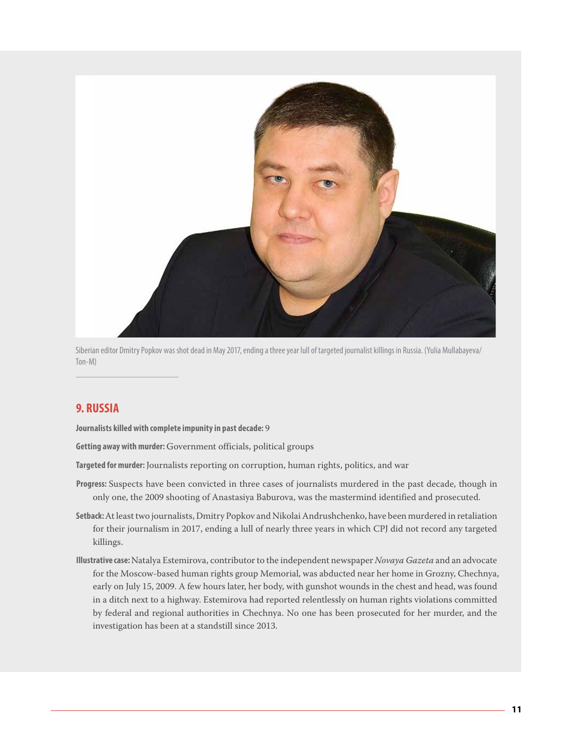Siberian editor Dmitry Popkov was shot dead in May 2017, ending a three year lull of targeted journalist killings in Russia. (Yulia Mullabayeva/ Ton-M)

## 9. RUSSIA

**Journalists killed with complete impunity in past decade:** 9

**Getting away with murder:** Government officials, political groups

**Targeted for murder:** Journalists reporting on corruption, human rights, politics, and war

**Progress:** Suspects have been convicted in three cases of journalists murdered in the past decade, though in only one, the 2009 shooting of Anastasiya Baburova, was the mastermind identified and prosecuted.

**Setback:** At least two journalists, Dmitry Popkov and Nikolai Andrushchenko, have been murdered in retaliation for their journalism in 2017, ending a lull of nearly three years in which CPJ did not record any targeted killings.

**Illustrative case:** Natalya Estemirova, contributor to the independent newspaper *Novaya Gazeta* and an advocate for the Moscow-based human rights group Memorial, was abducted near her home in Grozny, Chechnya, early on July 15, 2009. A few hours later, her body, with gunshot wounds in the chest and head, was found in a ditch next to a highway. Estemirova had reported relentlessly on human rights violations committed by federal and regional authorities in Chechnya. No one has been prosecuted for her murder, and the investigation has been at a standstill since 2013.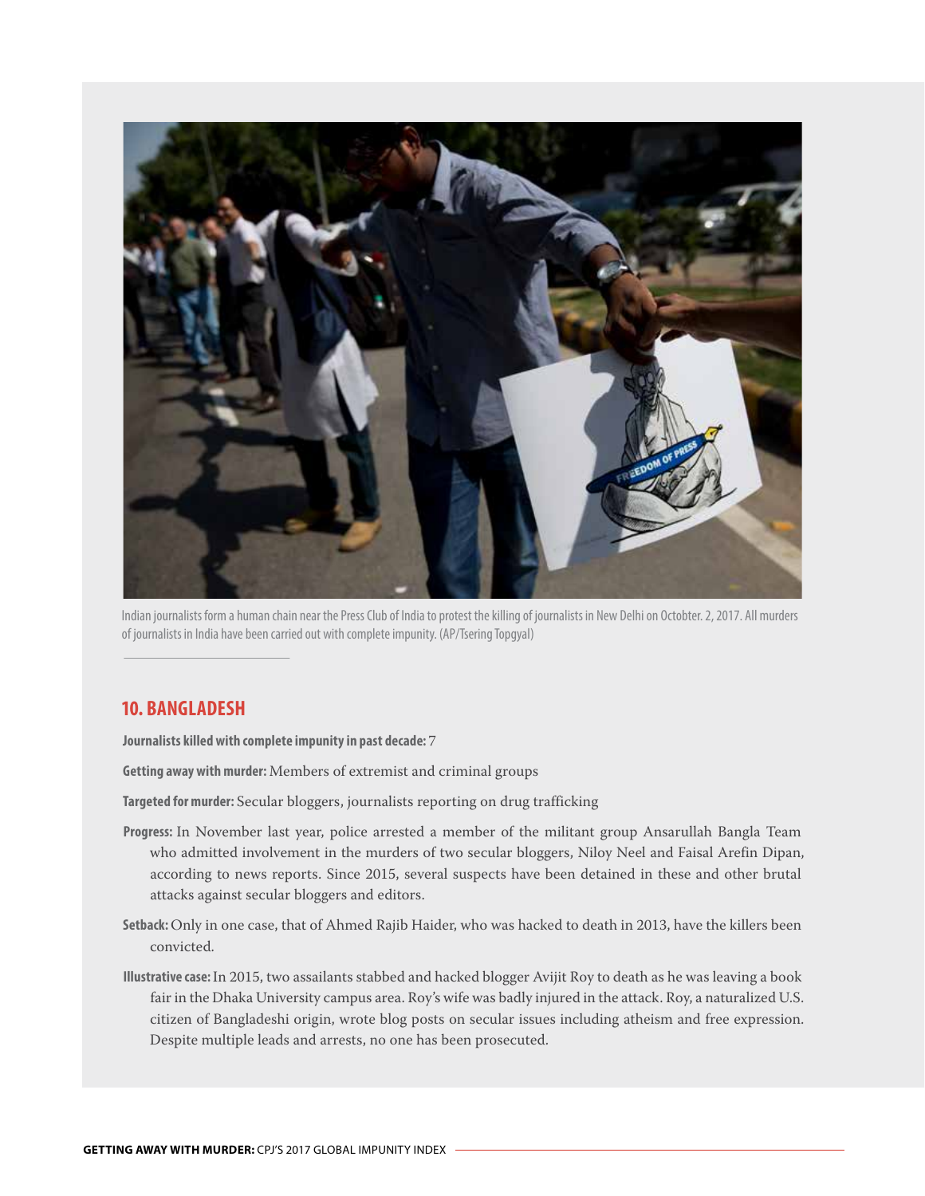Indian journalists form a human chain near the Press Club of India to protest the killing of journalists in New Delhi on Octobter. 2, 2017. All murders of journalists in India have been carried out with complete impunity. (AP/Tsering Topgyal)

## 10. BANGLADESH

**Journalists killed with complete impunity in past decade:** 7

**Getting away with murder:** Members of extremist and criminal groups

**Targeted for murder:** Secular bloggers, journalists reporting on drug trafficking

**Progress:** In November last year, police arrested a member of the militant group Ansarullah Bangla Team who admitted involvement in the murders of two secular bloggers, Niloy Neel and Faisal Arefin Dipan, according to news reports. Since 2015, several suspects have been detained in these and other brutal attacks against secular bloggers and editors.

**Setback:** Only in one case, that of Ahmed Rajib Haider, who was hacked to death in 2013, have the killers been convicted.

**Illustrative case:** In 2015, two assailants stabbed and hacked blogger Avijit Roy to death as he was leaving a book fair in the Dhaka University campus area. Roy's wife was badly injured in the attack. Roy, a naturalized U.S. citizen of Bangladeshi origin, wrote blog posts on secular issues including atheism and free expression. Despite multiple leads and arrests, no one has been prosecuted.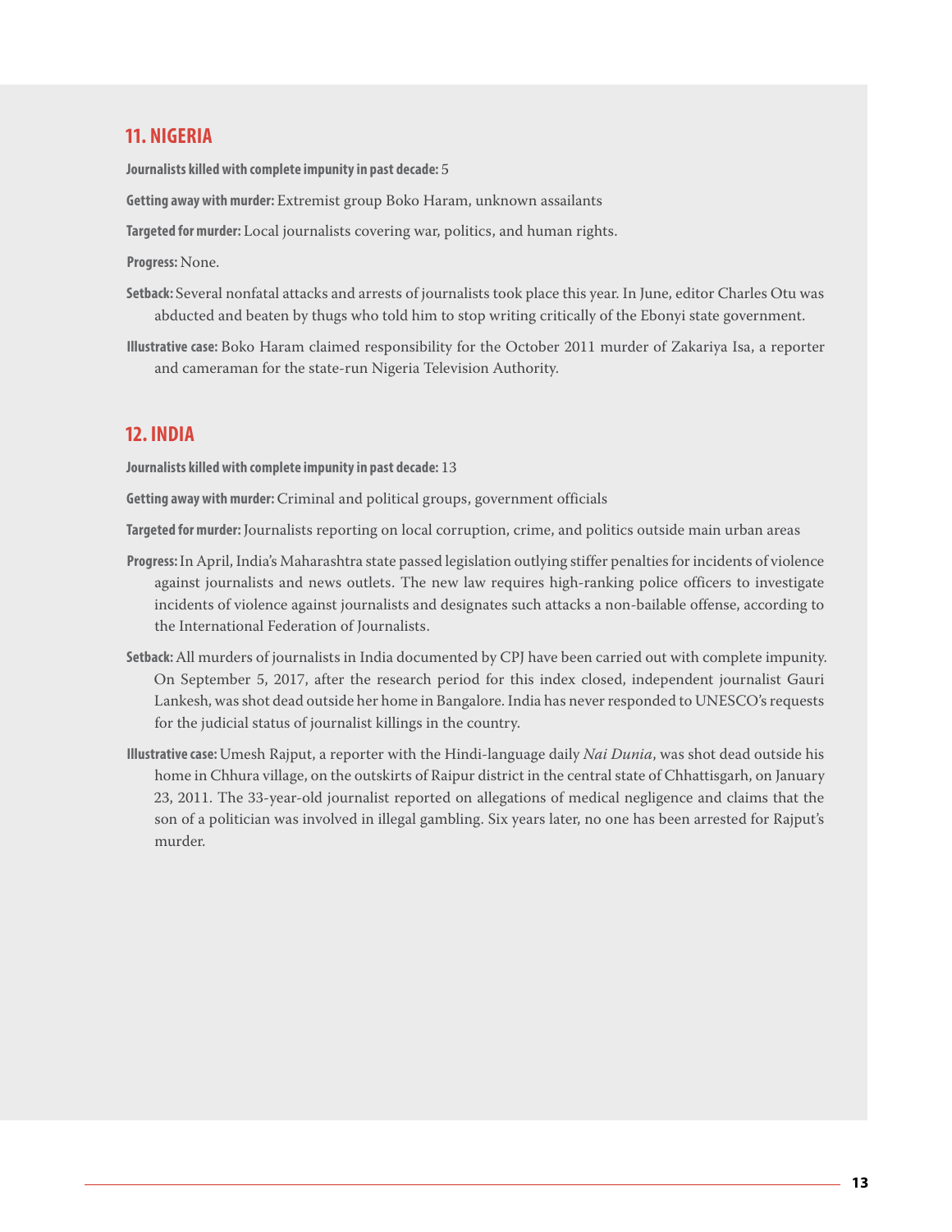## 11. NIGERIA

**Journalists killed with complete impunity in past decade:** 5

**Getting away with murder:** Extremist group Boko Haram, unknown assailants

**Targeted for murder:** Local journalists covering war, politics, and human rights.

**Progress:** None.

**Setback:** Several nonfatal attacks and arrests of journalists took place this year. In June, editor Charles Otu was abducted and beaten by thugs who told him to stop writing critically of the Ebonyi state government.

**Illustrative case:** Boko Haram claimed responsibility for the October 2011 murder of Zakariya Isa, a reporter and cameraman for the state-run Nigeria Television Authority.

## 12. INDIA

**Journalists killed with complete impunity in past decade:** 13

**Getting away with murder:** Criminal and political groups, government officials

**Targeted for murder:** Journalists reporting on local corruption, crime, and politics outside main urban areas

**Progress:** In April, India's Maharashtra state passed legislation outlying stiffer penalties for incidents of violence against journalists and news outlets. The new law requires high-ranking police officers to investigate incidents of violence against journalists and designates such attacks a non-bailable offense, according to the International Federation of Journalists.

**Setback:** All murders of journalists in India documented by CPJ have been carried out with complete impunity. On September 5, 2017, after the research period for this index closed, independent journalist Gauri Lankesh, was shot dead outside her home in Bangalore. India has never responded to UNESCO's requests for the judicial status of journalist killings in the country.

**Illustrative case:** Umesh Rajput, a reporter with the Hindi-language daily *Nai Dunia*, was shot dead outside his home in Chhura village, on the outskirts of Raipur district in the central state of Chhattisgarh, on January 23, 2011. The 33-year-old journalist reported on allegations of medical negligence and claims that the son of a politician was involved in illegal gambling. Six years later, no one has been arrested for Rajput's murder.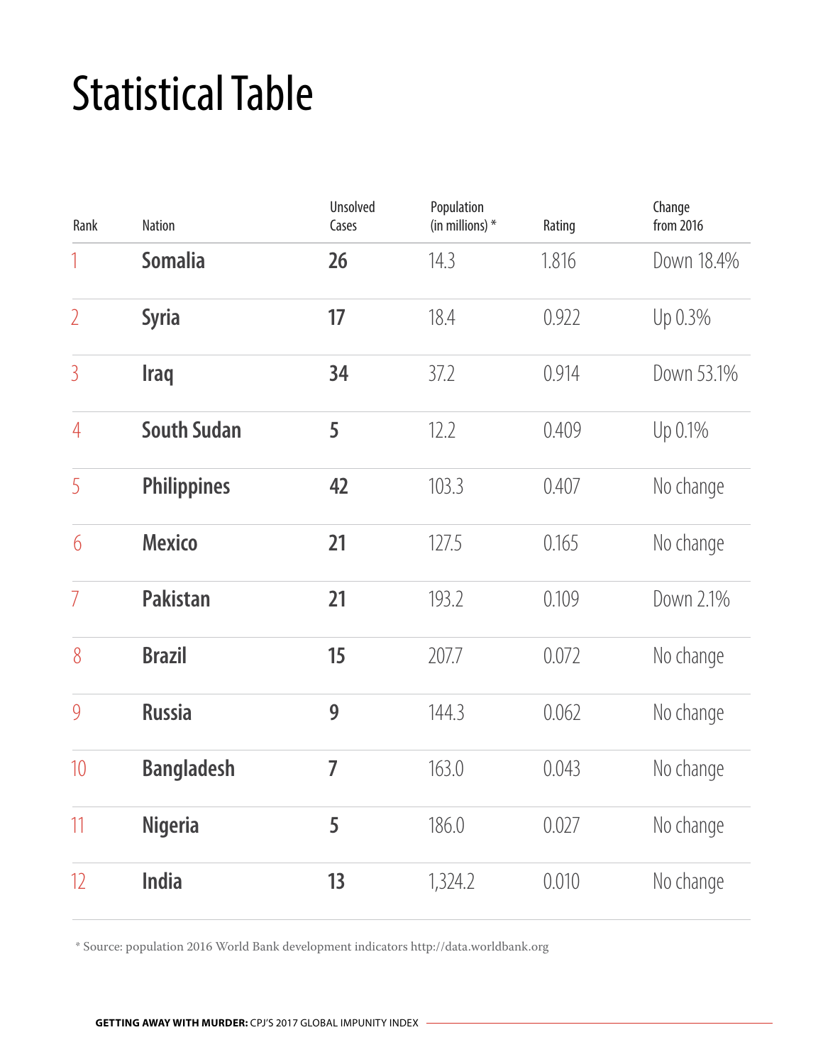# Statistical Table

| Rank | Nation | Unsolved Cases | Population (in millions) * | Rating | Change from 2016 |
|---|---|---|---|---|---|
| 1 | **Somalia** | **26** | 14.3 | 1.816 | Down 18.4% |
| 2 | **Syria** | **17** | 18.4 | 0.922 | Up 0.3% |
| 3 | **Iraq** | **34** | 37.2 | 0.914 | Down 53.1% |
| 4 | **South Sudan** | **5** | 12.2 | 0.409 | Up 0.1% |
| 5 | **Philippines** | **42** | 103.3 | 0.407 | No change |
| 6 | **Mexico** | **21** | 127.5 | 0.165 | No change |
| 7 | **Pakistan** | **21** | 193.2 | 0.109 | Down 2.1% |
| 8 | **Brazil** | **15** | 207.7 | 0.072 | No change |
| 9 | **Russia** | **9** | 144.3 | 0.062 | No change |
| 10 | **Bangladesh** | **7** | 163.0 | 0.043 | No change |
| 11 | **Nigeria** | **5** | 186.0 | 0.027 | No change |
| 12 | **India** | **13** | 1,324.2 | 0.010 | No change |

* Source: population 2016 World Bank development indicators http://data.worldbank.org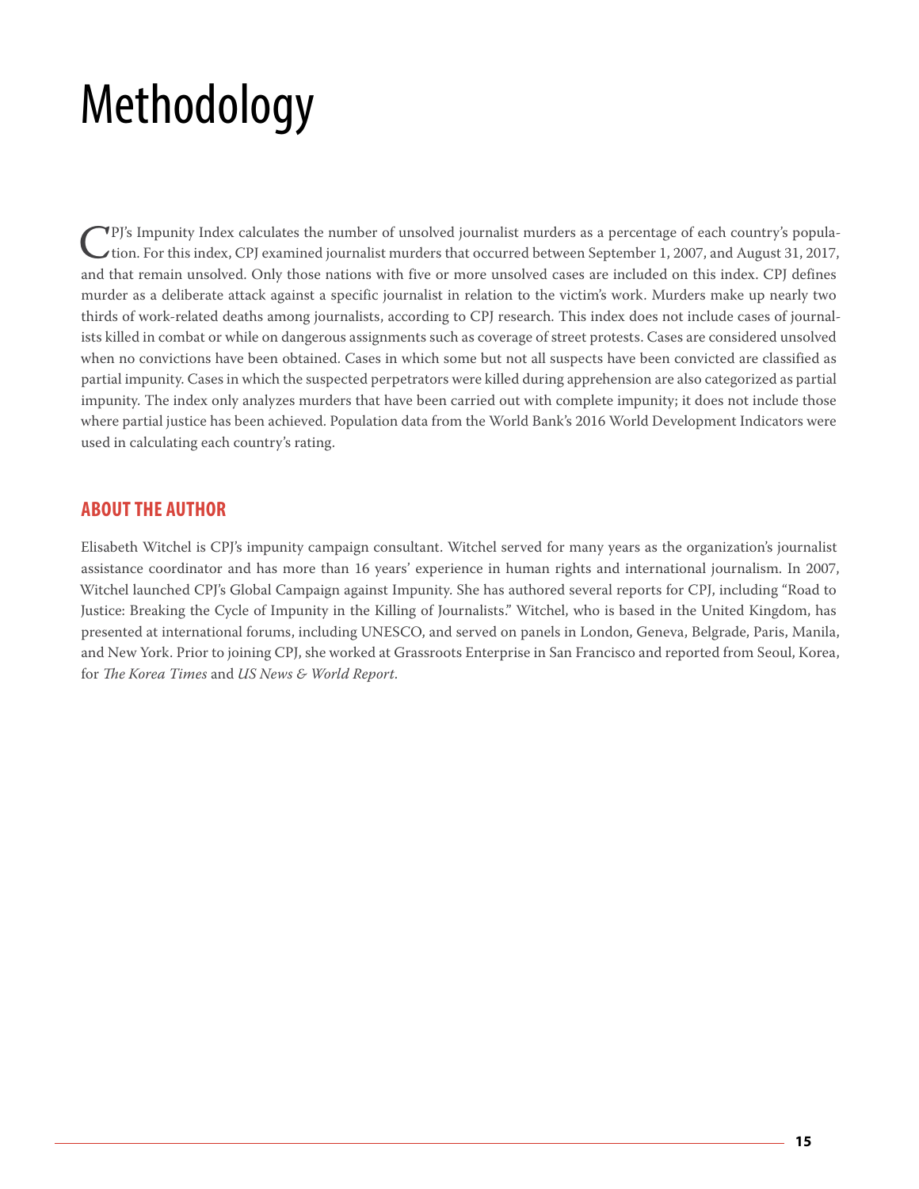# Methodology

CPJ's Impunity Index calculates the number of unsolved journalist murders as a percentage of each country's population. For this index, CPJ examined journalist murders that occurred between September 1, 2007, and August 31, 2017, and that remain unsolved. Only those nations with five or more unsolved cases are included on this index. CPJ defines murder as a deliberate attack against a specific journalist in relation to the victim's work. Murders make up nearly two thirds of work-related deaths among journalists, according to CPJ research. This index does not include cases of journalists killed in combat or while on dangerous assignments such as coverage of street protests. Cases are considered unsolved when no convictions have been obtained. Cases in which some but not all suspects have been convicted are classified as partial impunity. Cases in which the suspected perpetrators were killed during apprehension are also categorized as partial impunity. The index only analyzes murders that have been carried out with complete impunity; it does not include those where partial justice has been achieved. Population data from the World Bank's 2016 World Development Indicators were used in calculating each country's rating.

## ABOUT THE AUTHOR

Elisabeth Witchel is CPJ's impunity campaign consultant. Witchel served for many years as the organization's journalist assistance coordinator and has more than 16 years' experience in human rights and international journalism. In 2007, Witchel launched CPJ's Global Campaign against Impunity. She has authored several reports for CPJ, including "Road to Justice: Breaking the Cycle of Impunity in the Killing of Journalists." Witchel, who is based in the United Kingdom, has presented at international forums, including UNESCO, and served on panels in London, Geneva, Belgrade, Paris, Manila, and New York. Prior to joining CPJ, she worked at Grassroots Enterprise in San Francisco and reported from Seoul, Korea, for *The Korea Times* and *US News & World Report*.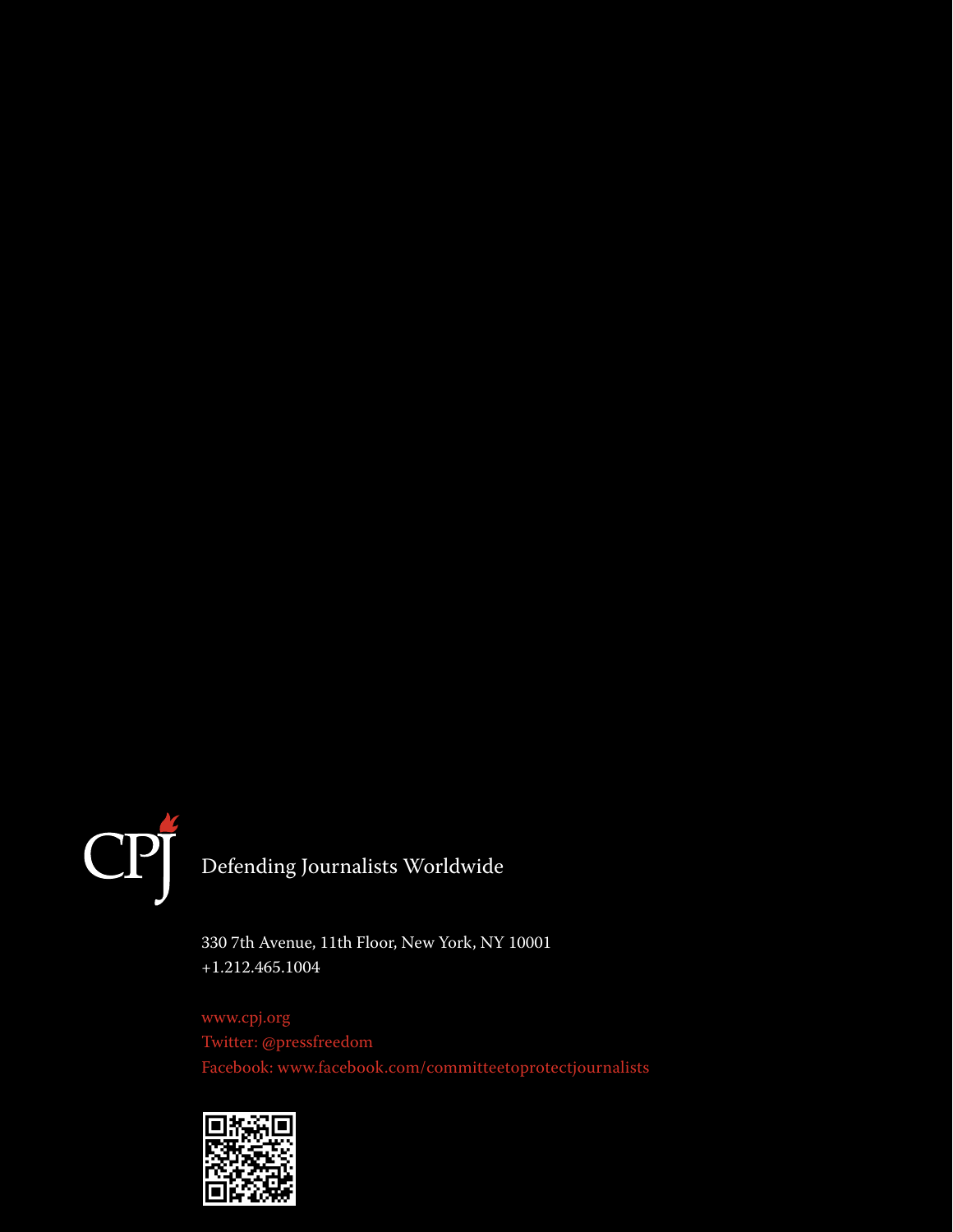CPJ

Defending Journalists Worldwide

330 7th Avenue, 11th Floor, New York, NY 10001
+1.212.465.1004

www.cpj.org
Twitter: @pressfreedom
Facebook: www.facebook.com/committeetoprotectjournalists